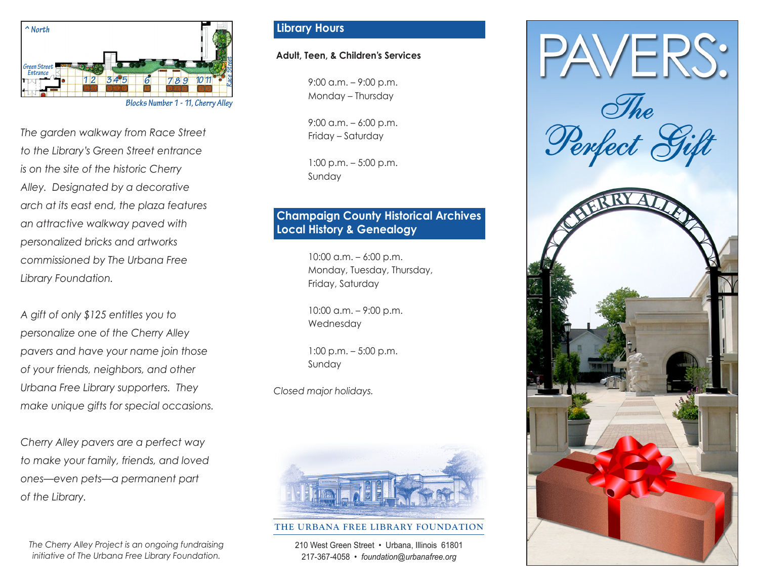^ North

Green Street Entrance

Race Street

Blocks Number 1 - 11, Cherry Alley

*The garden walkway from Race Street to the Library's Green Street entrance is on the site of the historic Cherry Alley. Designated by a decorative arch at its east end, the plaza features an attractive walkway paved with personalized bricks and artworks commissioned by The Urbana Free Library Foundation.*

*A gift of only $125 entitles you to personalize one of the Cherry Alley pavers and have your name join those of your friends, neighbors, and other Urbana Free Library supporters. They make unique gifts for special occasions.*

*Cherry Alley pavers are a perfect way to make your family, friends, and loved ones—even pets—a permanent part of the Library.*

*The Cherry Alley Project is an ongoing fundraising initiative of The Urbana Free Library Foundation.*

## Library Hours

**Adult, Teen, & Children's Services**

9:00 a.m. – 9:00 p.m.
Monday – Thursday

9:00 a.m. – 6:00 p.m.
Friday – Saturday

1:00 p.m. – 5:00 p.m.
Sunday

## Champaign County Historical Archives Local History & Genealogy

10:00 a.m. – 6:00 p.m.
Monday, Tuesday, Thursday, Friday, Saturday

10:00 a.m. – 9:00 p.m.
Wednesday

1:00 p.m. – 5:00 p.m.
Sunday

*Closed major holidays.*

THE URBANA FREE LIBRARY FOUNDATION

210 West Green Street • Urbana, Illinois 61801
217-367-4058 • *foundation@urbanafree.org*

# PAVERS: The Perfect Gift

CHERRY ALLEY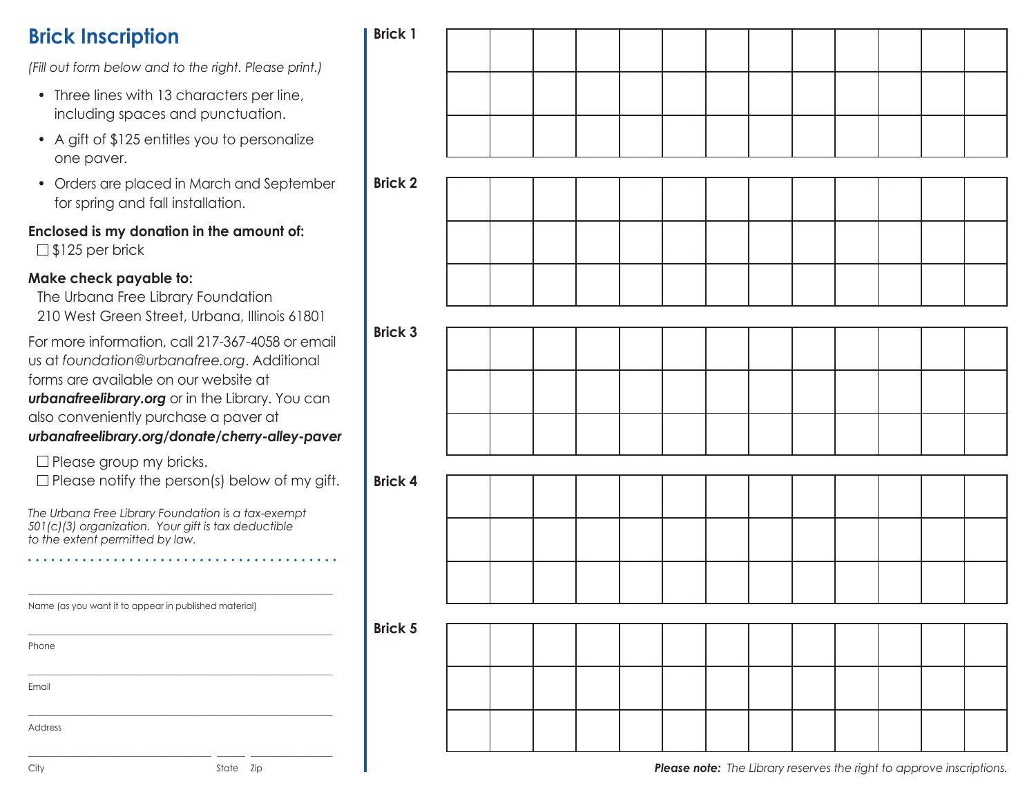# Brick Inscription

*(Fill out form below and to the right. Please print.)*

- Three lines with 13 characters per line, including spaces and punctuation.
- A gift of $125 entitles you to personalize one paver.
- Orders are placed in March and September for spring and fall installation.

**Enclosed is my donation in the amount of:**

☐ $125 per brick

**Make check payable to:**

The Urbana Free Library Foundation
210 West Green Street, Urbana, Illinois 61801

For more information, call 217-367-4058 or email us at *foundation@urbanafree.org*. Additional forms are available on our website at ***urbanafreelibrary.org*** or in the Library. You can also conveniently purchase a paver at ***urbanafreelibrary.org/donate/cherry-alley-paver***

☐ Please group my bricks.
☐ Please notify the person(s) below of my gift.

*The Urbana Free Library Foundation is a tax-exempt 501(c)(3) organization. Your gift is tax deductible to the extent permitted by law.*

Name (as you want it to appear in published material)

Phone

Email

Address

City State Zip

**Brick 1**

| | | | | | | | | | | | | |
|---|---|---|---|---|---|---|---|---|---|---|---|---|
| | | | | | | | | | | | | |
| | | | | | | | | | | | | |
| | | | | | | | | | | | | |

**Brick 2**

| | | | | | | | | | | | | |
|---|---|---|---|---|---|---|---|---|---|---|---|---|
| | | | | | | | | | | | | |
| | | | | | | | | | | | | |
| | | | | | | | | | | | | |

**Brick 3**

| | | | | | | | | | | | | |
|---|---|---|---|---|---|---|---|---|---|---|---|---|
| | | | | | | | | | | | | |
| | | | | | | | | | | | | |
| | | | | | | | | | | | | |

**Brick 4**

| | | | | | | | | | | | | |
|---|---|---|---|---|---|---|---|---|---|---|---|---|
| | | | | | | | | | | | | |
| | | | | | | | | | | | | |
| | | | | | | | | | | | | |

**Brick 5**

| | | | | | | | | | | | | |
|---|---|---|---|---|---|---|---|---|---|---|---|---|
| | | | | | | | | | | | | |
| | | | | | | | | | | | | |
| | | | | | | | | | | | | |

***Please note:*** *The Library reserves the right to approve inscriptions.*